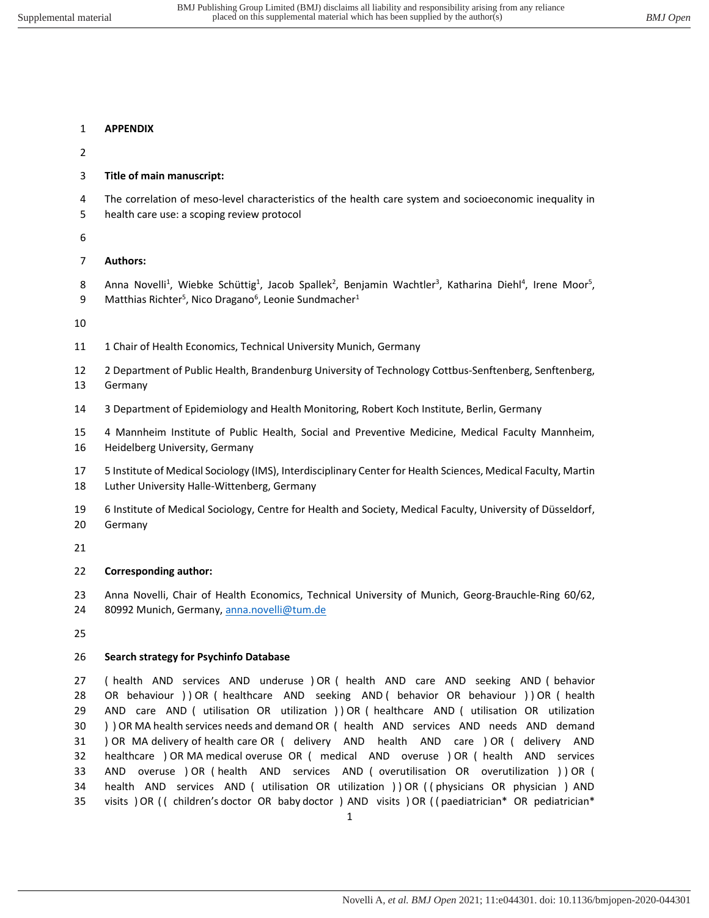**APPENDIX**

**Title of main manuscript:**

The correlation of meso-level characteristics of the health care system and socioeconomic inequality in health care use: a scoping review protocol

**Authors:**

Anna Novelli[1], Wiebke Schüttig[1], Jacob Spallek[2], Benjamin Wachtler[3], Katharina Diehl[4], Irene Moor[5], Matthias Richter[5], Nico Dragano[6], Leonie Sundmacher[1]

1 Chair of Health Economics, Technical University Munich, Germany

2 Department of Public Health, Brandenburg University of Technology Cottbus-Senftenberg, Senftenberg, Germany

3 Department of Epidemiology and Health Monitoring, Robert Koch Institute, Berlin, Germany

4 Mannheim Institute of Public Health, Social and Preventive Medicine, Medical Faculty Mannheim, Heidelberg University, Germany

5 Institute of Medical Sociology (IMS), Interdisciplinary Center for Health Sciences, Medical Faculty, Martin Luther University Halle-Wittenberg, Germany

6 Institute of Medical Sociology, Centre for Health and Society, Medical Faculty, University of Düsseldorf, Germany

**Corresponding author:**

Anna Novelli, Chair of Health Economics, Technical University of Munich, Georg-Brauchle-Ring 60/62, 80992 Munich, Germany, anna.novelli@tum.de

**Search strategy for Psychinfo Database**

( health AND services AND underuse ) OR ( health AND care AND seeking AND ( behavior OR behaviour ) ) OR ( healthcare AND seeking AND ( behavior OR behaviour ) ) OR ( health AND care AND ( utilisation OR utilization ) ) OR ( healthcare AND ( utilisation OR utilization ) ) OR MA health services needs and demand OR ( health AND services AND needs AND demand ) OR MA delivery of health care OR ( delivery AND health AND care ) OR ( delivery AND healthcare ) OR MA medical overuse OR ( medical AND overuse ) OR ( health AND services AND overuse ) OR ( health AND services AND ( overutilisation OR overutilization ) ) OR ( health AND services AND ( utilisation OR utilization ) ) OR ( ( physicians OR physician ) AND visits ) OR ( ( children's doctor OR baby doctor ) AND visits ) OR ( ( paediatrician* OR pediatrician*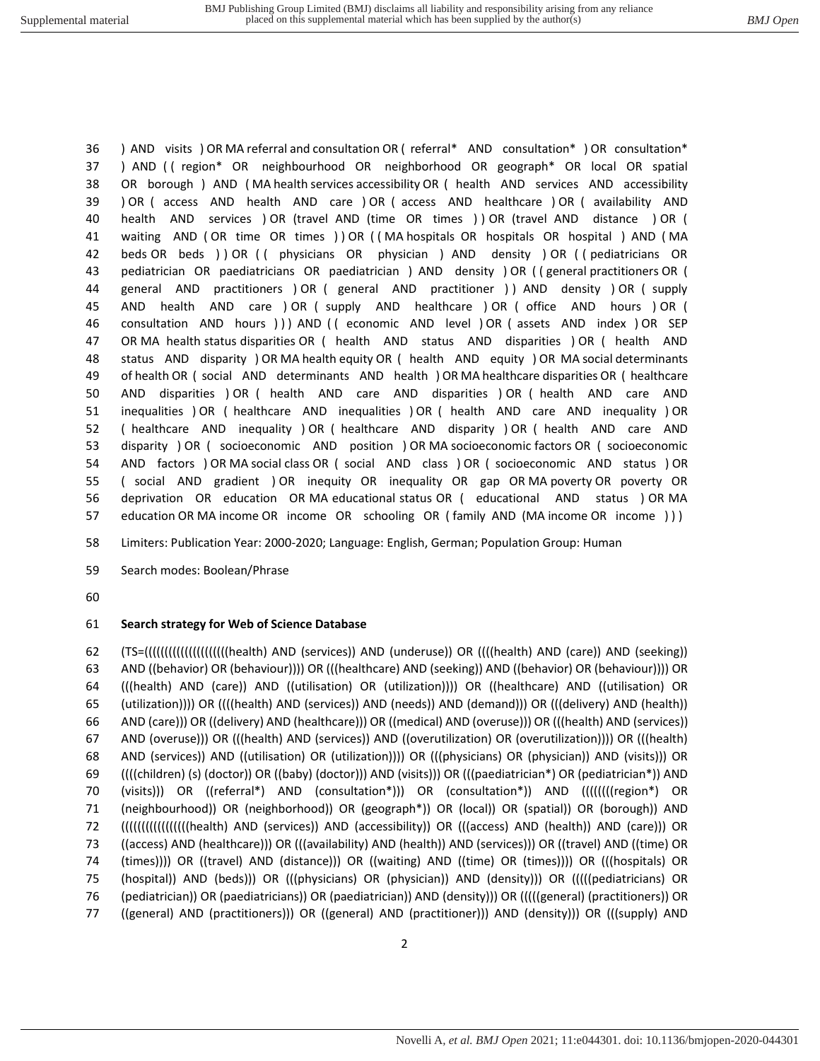) AND visits ) OR MA referral and consultation OR ( referral* AND consultation* ) OR consultation* ) AND ( ( region* OR neighbourhood OR neighborhood OR geograph* OR local OR spatial OR borough ) AND ( MA health services accessibility OR ( health AND services AND accessibility ) OR ( access AND health AND care ) OR ( access AND healthcare ) OR ( availability AND health AND services ) OR (travel AND (time OR times ) ) OR (travel AND distance ) OR ( waiting AND ( OR time OR times ) ) OR ( ( MA hospitals OR hospitals OR hospital ) AND ( MA beds OR beds ) ) OR ( ( physicians OR physician ) AND density ) OR ( ( pediatricians OR pediatrician OR paediatricians OR paediatrician ) AND density ) OR ( ( general practitioners OR ( general AND practitioners ) OR ( general AND practitioner ) ) AND density ) OR ( supply AND health AND care ) OR ( supply AND healthcare ) OR ( office AND hours ) OR ( consultation AND hours ) ) ) AND ( ( economic AND level ) OR ( assets AND index ) OR SEP OR MA health status disparities OR ( health AND status AND disparities ) OR ( health AND status AND disparity ) OR MA health equity OR ( health AND equity ) OR MA social determinants of health OR ( social AND determinants AND health ) OR MA healthcare disparities OR ( healthcare AND disparities ) OR ( health AND care AND disparities ) OR ( health AND care AND inequalities ) OR ( healthcare AND inequalities ) OR ( health AND care AND inequality ) OR ( healthcare AND inequality ) OR ( healthcare AND disparity ) OR ( health AND care AND disparity ) OR ( socioeconomic AND position ) OR MA socioeconomic factors OR ( socioeconomic AND factors ) OR MA social class OR ( social AND class ) OR ( socioeconomic AND status ) OR ( social AND gradient ) OR inequity OR inequality OR gap OR MA poverty OR poverty OR deprivation OR education OR MA educational status OR ( educational AND status ) OR MA education OR MA income OR income OR schooling OR ( family AND (MA income OR income ) ) )

Limiters: Publication Year: 2000-2020; Language: English, German; Population Group: Human

Search modes: Boolean/Phrase

**Search strategy for Web of Science Database**

(TS=((((((((((((((((((((health) AND (services)) AND (underuse)) OR ((((health) AND (care)) AND (seeking)) AND ((behavior) OR (behaviour)))) OR (((healthcare) AND (seeking)) AND ((behavior) OR (behaviour)))) OR (((health) AND (care)) AND ((utilisation) OR (utilization)))) OR ((healthcare) AND ((utilisation) OR (utilization)))) OR ((((health) AND (services)) AND (needs)) AND (demand))) OR (((delivery) AND (health)) AND (care))) OR ((delivery) AND (healthcare))) OR ((medical) AND (overuse))) OR (((health) AND (services)) AND (overuse))) OR (((health) AND (services)) AND ((overutilization) OR (overutilization)))) OR (((health) AND (services)) AND ((utilisation) OR (utilization)))) OR (((physicians) OR (physician)) AND (visits))) OR ((((children) (s) (doctor)) OR ((baby) (doctor))) AND (visits))) OR (((paediatrician*) OR (pediatrician*)) AND (visits))) OR ((referral*) AND (consultation*))) OR (consultation*)) AND ((((((((region*) OR (neighbourhood)) OR (neighborhood)) OR (geograph*)) OR (local)) OR (spatial)) OR (borough)) AND ((((((((((((((((health) AND (services)) AND (accessibility)) OR (((access) AND (health)) AND (care))) OR ((access) AND (healthcare))) OR (((availability) AND (health)) AND (services))) OR ((travel) AND ((time) OR (times)))) OR ((travel) AND (distance))) OR ((waiting) AND ((time) OR (times)))) OR (((hospitals) OR (hospital)) AND (beds))) OR (((physicians) OR (physician)) AND (density))) OR (((((pediatricians) OR (pediatrician)) OR (paediatricians)) OR (paediatrician)) AND (density))) OR (((((general) (practitioners)) OR ((general) AND (practitioners))) OR ((general) AND (practitioner))) AND (density))) OR (((supply) AND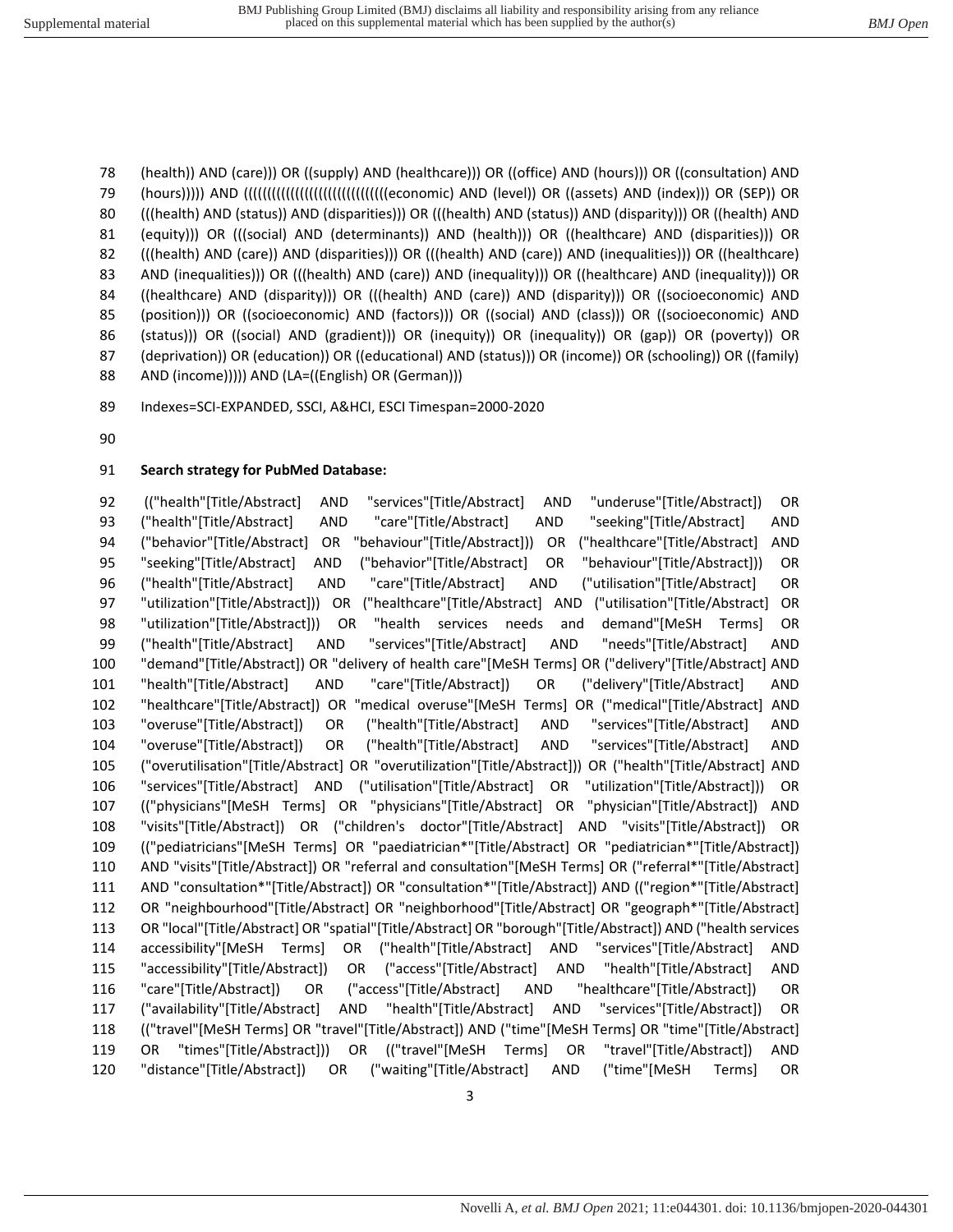(health)) AND (care))) OR ((supply) AND (healthcare))) OR ((office) AND (hours))) OR ((consultation) AND (hours))))) AND ((((((((((((((((((((((((((((economic) AND (level)) OR ((assets) AND (index))) OR (SEP)) OR (((health) AND (status)) AND (disparities))) OR (((health) AND (status)) AND (disparity))) OR ((health) AND (equity))) OR (((social) AND (determinants)) AND (health))) OR ((healthcare) AND (disparities))) OR (((health) AND (care)) AND (disparities))) OR (((health) AND (care)) AND (inequalities))) OR ((healthcare) AND (inequalities))) OR (((health) AND (care)) AND (inequality))) OR ((healthcare) AND (inequality))) OR ((healthcare) AND (disparity))) OR (((health) AND (care)) AND (disparity))) OR ((socioeconomic) AND (position))) OR ((socioeconomic) AND (factors))) OR ((social) AND (class))) OR ((socioeconomic) AND (status))) OR ((social) AND (gradient))) OR (inequity)) OR (inequality)) OR (gap)) OR (poverty)) OR (deprivation)) OR (education)) OR ((educational) AND (status))) OR (income)) OR (schooling)) OR ((family) AND (income))))) AND (LA=((English) OR (German)))

Indexes=SCI-EXPANDED, SSCI, A&HCI, ESCI Timespan=2000-2020

**Search strategy for PubMed Database:**

(("health"[Title/Abstract] AND "services"[Title/Abstract] AND "underuse"[Title/Abstract]) OR ("health"[Title/Abstract] AND "care"[Title/Abstract] AND "seeking"[Title/Abstract] AND ("behavior"[Title/Abstract] OR "behaviour"[Title/Abstract])) OR ("healthcare"[Title/Abstract] AND "seeking"[Title/Abstract] AND ("behavior"[Title/Abstract] OR "behaviour"[Title/Abstract])) OR ("health"[Title/Abstract] AND "care"[Title/Abstract] AND ("utilisation"[Title/Abstract] OR "utilization"[Title/Abstract])) OR ("healthcare"[Title/Abstract] AND ("utilisation"[Title/Abstract] OR "utilization"[Title/Abstract])) OR "health services needs and demand"[MeSH Terms] OR ("health"[Title/Abstract] AND "services"[Title/Abstract] AND "needs"[Title/Abstract] AND "demand"[Title/Abstract]) OR "delivery of health care"[MeSH Terms] OR ("delivery"[Title/Abstract] AND "health"[Title/Abstract] AND "care"[Title/Abstract]) OR ("delivery"[Title/Abstract] AND "healthcare"[Title/Abstract]) OR "medical overuse"[MeSH Terms] OR ("medical"[Title/Abstract] AND "overuse"[Title/Abstract]) OR ("health"[Title/Abstract] AND "services"[Title/Abstract] AND "overuse"[Title/Abstract]) OR ("health"[Title/Abstract] AND "services"[Title/Abstract] AND ("overutilisation"[Title/Abstract] OR "overutilization"[Title/Abstract])) OR ("health"[Title/Abstract] AND "services"[Title/Abstract] AND ("utilisation"[Title/Abstract] OR "utilization"[Title/Abstract])) OR (("physicians"[MeSH Terms] OR "physicians"[Title/Abstract] OR "physician"[Title/Abstract]) AND "visits"[Title/Abstract]) OR ("children's doctor"[Title/Abstract] AND "visits"[Title/Abstract]) OR (("pediatricians"[MeSH Terms] OR "paediatrician*"[Title/Abstract] OR "pediatrician*"[Title/Abstract]) AND "visits"[Title/Abstract]) OR "referral and consultation"[MeSH Terms] OR ("referral*"[Title/Abstract] AND "consultation*"[Title/Abstract]) OR "consultation*"[Title/Abstract]) AND (("region*"[Title/Abstract] OR "neighbourhood"[Title/Abstract] OR "neighborhood"[Title/Abstract] OR "geograph*"[Title/Abstract] OR "local"[Title/Abstract] OR "spatial"[Title/Abstract] OR "borough"[Title/Abstract]) AND ("health services accessibility"[MeSH Terms] OR ("health"[Title/Abstract] AND "services"[Title/Abstract] AND "accessibility"[Title/Abstract]) OR ("access"[Title/Abstract] AND "health"[Title/Abstract] AND "care"[Title/Abstract]) OR ("access"[Title/Abstract] AND "healthcare"[Title/Abstract]) OR ("availability"[Title/Abstract] AND "health"[Title/Abstract] AND "services"[Title/Abstract]) OR (("travel"[MeSH Terms] OR "travel"[Title/Abstract]) AND ("time"[MeSH Terms] OR "time"[Title/Abstract] OR "times"[Title/Abstract])) OR (("travel"[MeSH Terms] OR "travel"[Title/Abstract]) AND "distance"[Title/Abstract]) OR ("waiting"[Title/Abstract] AND ("time"[MeSH Terms] OR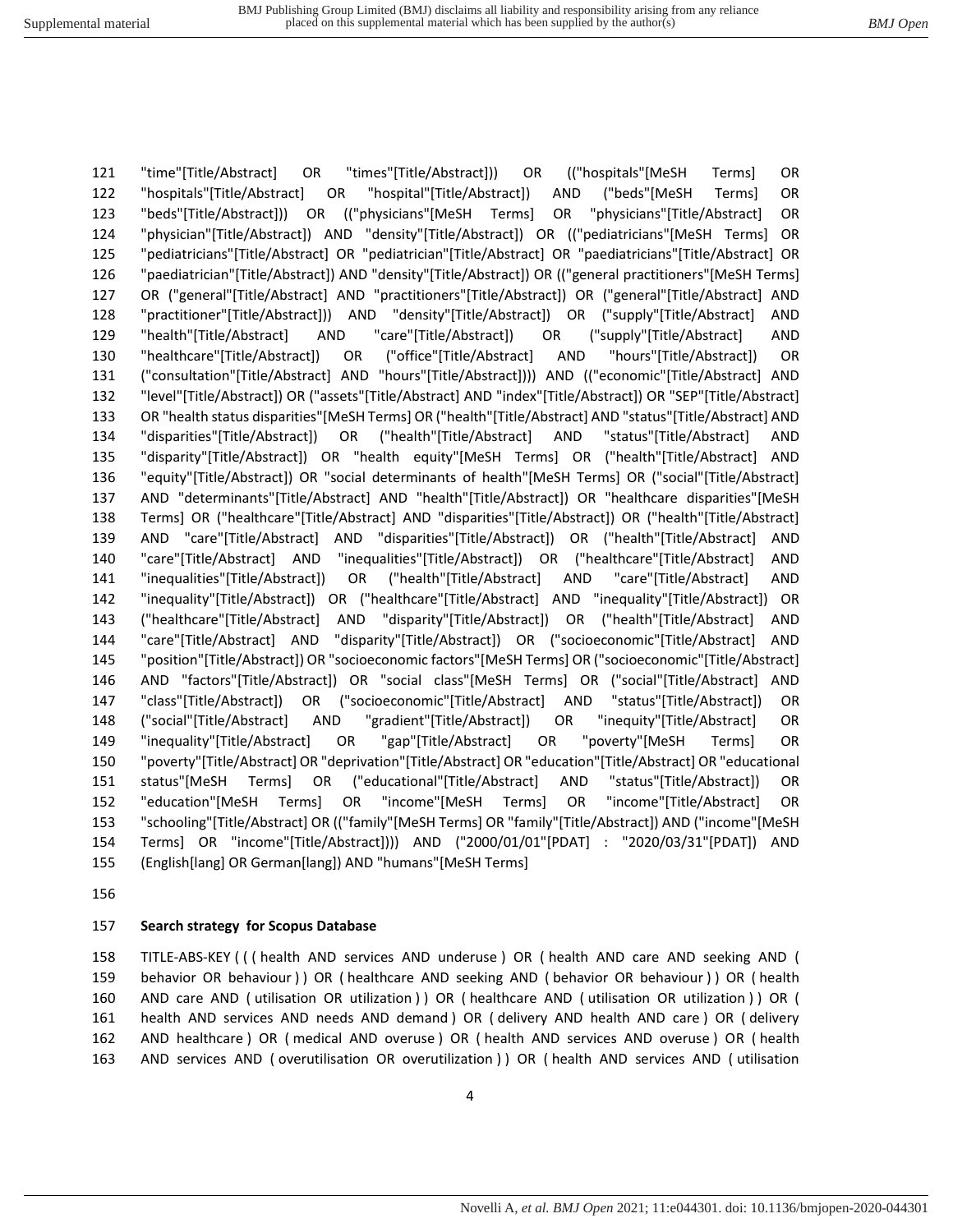"time"[Title/Abstract] OR "times"[Title/Abstract])) OR (("hospitals"[MeSH Terms] OR "hospitals"[Title/Abstract] OR "hospital"[Title/Abstract]) AND ("beds"[MeSH Terms] OR "beds"[Title/Abstract])) OR (("physicians"[MeSH Terms] OR "physicians"[Title/Abstract] OR "physician"[Title/Abstract]) AND "density"[Title/Abstract]) OR (("pediatricians"[MeSH Terms] OR "pediatricians"[Title/Abstract] OR "pediatrician"[Title/Abstract] OR "paediatricians"[Title/Abstract] OR "paediatrician"[Title/Abstract]) AND "density"[Title/Abstract]) OR (("general practitioners"[MeSH Terms] OR ("general"[Title/Abstract] AND "practitioners"[Title/Abstract]) OR ("general"[Title/Abstract] AND "practitioner"[Title/Abstract])) AND "density"[Title/Abstract]) OR ("supply"[Title/Abstract] AND "health"[Title/Abstract] AND "care"[Title/Abstract]) OR ("supply"[Title/Abstract] AND "healthcare"[Title/Abstract]) OR ("office"[Title/Abstract] AND "hours"[Title/Abstract]) OR ("consultation"[Title/Abstract] AND "hours"[Title/Abstract]))) AND (("economic"[Title/Abstract] AND "level"[Title/Abstract]) OR ("assets"[Title/Abstract] AND "index"[Title/Abstract]) OR "SEP"[Title/Abstract] OR "health status disparities"[MeSH Terms] OR ("health"[Title/Abstract] AND "status"[Title/Abstract] AND "disparities"[Title/Abstract]) OR ("health"[Title/Abstract] AND "status"[Title/Abstract] AND "disparity"[Title/Abstract]) OR "health equity"[MeSH Terms] OR ("health"[Title/Abstract] AND "equity"[Title/Abstract]) OR "social determinants of health"[MeSH Terms] OR ("social"[Title/Abstract] AND "determinants"[Title/Abstract] AND "health"[Title/Abstract]) OR "healthcare disparities"[MeSH Terms] OR ("healthcare"[Title/Abstract] AND "disparities"[Title/Abstract]) OR ("health"[Title/Abstract] AND "care"[Title/Abstract] AND "disparities"[Title/Abstract]) OR ("health"[Title/Abstract] AND "care"[Title/Abstract] AND "inequalities"[Title/Abstract]) OR ("healthcare"[Title/Abstract] AND "inequalities"[Title/Abstract]) OR ("health"[Title/Abstract] AND "care"[Title/Abstract] AND "inequality"[Title/Abstract]) OR ("healthcare"[Title/Abstract] AND "inequality"[Title/Abstract]) OR ("healthcare"[Title/Abstract] AND "disparity"[Title/Abstract]) OR ("health"[Title/Abstract] AND "care"[Title/Abstract] AND "disparity"[Title/Abstract]) OR ("socioeconomic"[Title/Abstract] AND "position"[Title/Abstract]) OR "socioeconomic factors"[MeSH Terms] OR ("socioeconomic"[Title/Abstract] AND "factors"[Title/Abstract]) OR "social class"[MeSH Terms] OR ("social"[Title/Abstract] AND "class"[Title/Abstract]) OR ("socioeconomic"[Title/Abstract] AND "status"[Title/Abstract]) OR ("social"[Title/Abstract] AND "gradient"[Title/Abstract]) OR "inequity"[Title/Abstract] OR "inequality"[Title/Abstract] OR "gap"[Title/Abstract] OR "poverty"[MeSH Terms] OR "poverty"[Title/Abstract] OR "deprivation"[Title/Abstract] OR "education"[Title/Abstract] OR "educational status"[MeSH Terms] OR ("educational"[Title/Abstract] AND "status"[Title/Abstract]) OR "education"[MeSH Terms] OR "income"[MeSH Terms] OR "income"[Title/Abstract] OR "schooling"[Title/Abstract] OR (("family"[MeSH Terms] OR "family"[Title/Abstract]) AND ("income"[MeSH Terms] OR "income"[Title/Abstract]))) AND ("2000/01/01"[PDAT] : "2020/03/31"[PDAT]) AND (English[lang] OR German[lang]) AND "humans"[MeSH Terms]

**Search strategy for Scopus Database**

TITLE-ABS-KEY ( ( ( health AND services AND underuse ) OR ( health AND care AND seeking AND ( behavior OR behaviour ) ) OR ( healthcare AND seeking AND ( behavior OR behaviour ) ) OR ( health AND care AND ( utilisation OR utilization ) ) OR ( healthcare AND ( utilisation OR utilization ) ) OR ( health AND services AND needs AND demand ) OR ( delivery AND health AND care ) OR ( delivery AND healthcare ) OR ( medical AND overuse ) OR ( health AND services AND overuse ) OR ( health AND services AND ( overutilisation OR overutilization ) ) OR ( health AND services AND ( utilisation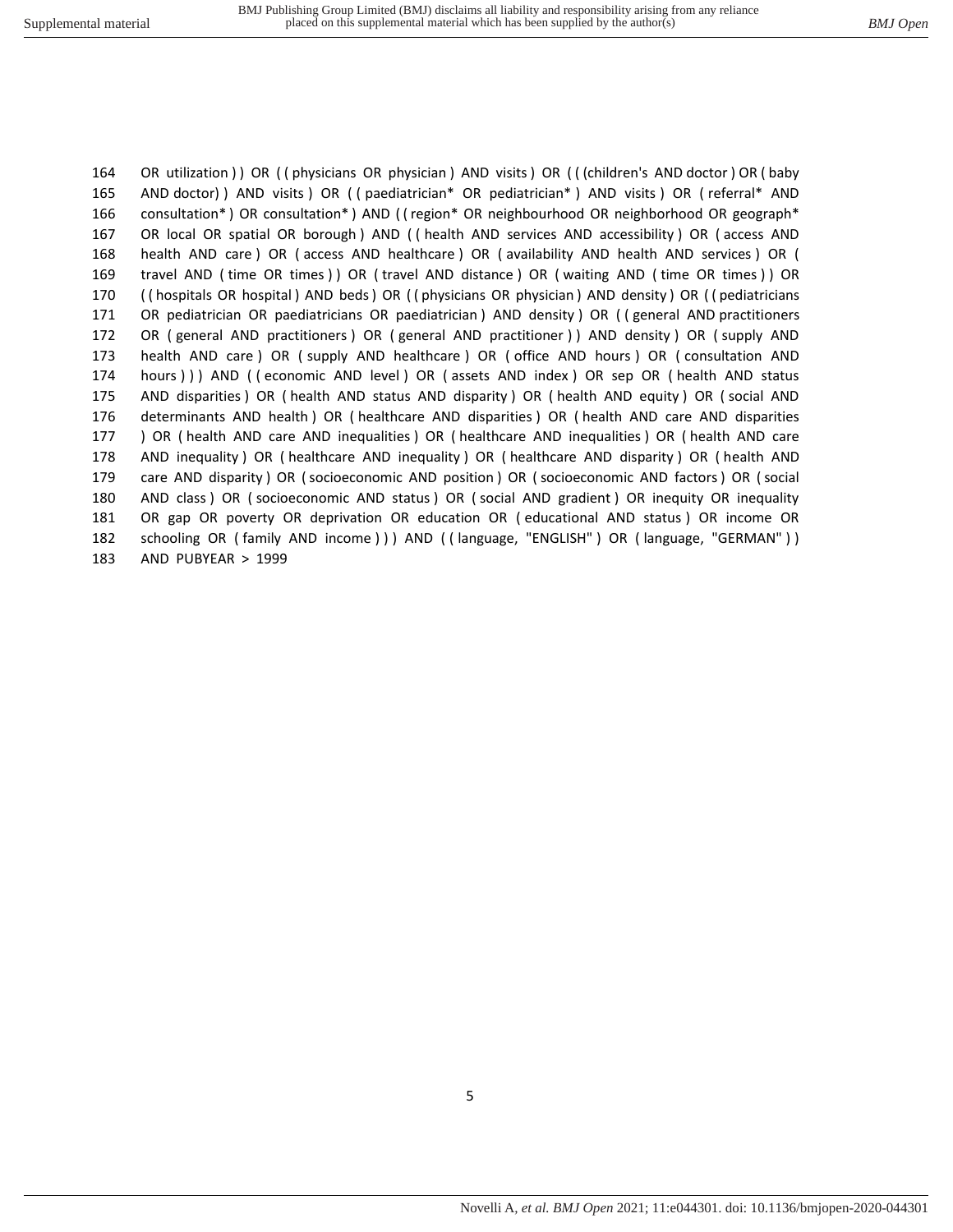OR utilization ) ) OR ( ( physicians OR physician ) AND visits ) OR ( ( (children's AND doctor ) OR ( baby AND doctor) ) AND visits ) OR ( ( paediatrician* OR pediatrician* ) AND visits ) OR ( referral* AND consultation* ) OR consultation* ) AND ( ( region* OR neighbourhood OR neighborhood OR geograph* OR local OR spatial OR borough ) AND ( ( health AND services AND accessibility ) OR ( access AND health AND care ) OR ( access AND healthcare ) OR ( availability AND health AND services ) OR ( travel AND ( time OR times ) ) OR ( travel AND distance ) OR ( waiting AND ( time OR times ) ) OR ( ( hospitals OR hospital ) AND beds ) OR ( ( physicians OR physician ) AND density ) OR ( ( pediatricians OR pediatrician OR paediatricians OR paediatrician ) AND density ) OR ( ( general AND practitioners OR ( general AND practitioners ) OR ( general AND practitioner ) ) AND density ) OR ( supply AND health AND care ) OR ( supply AND healthcare ) OR ( office AND hours ) OR ( consultation AND hours ) ) ) AND ( ( economic AND level ) OR ( assets AND index ) OR sep OR ( health AND status AND disparities ) OR ( health AND status AND disparity ) OR ( health AND equity ) OR ( social AND determinants AND health ) OR ( healthcare AND disparities ) OR ( health AND care AND disparities ) OR ( health AND care AND inequalities ) OR ( healthcare AND inequalities ) OR ( health AND care AND inequality ) OR ( healthcare AND inequality ) OR ( healthcare AND disparity ) OR ( health AND care AND disparity ) OR ( socioeconomic AND position ) OR ( socioeconomic AND factors ) OR ( social AND class ) OR ( socioeconomic AND status ) OR ( social AND gradient ) OR inequity OR inequality OR gap OR poverty OR deprivation OR education OR ( educational AND status ) OR income OR schooling OR ( family AND income ) ) ) AND ( ( language, "ENGLISH" ) OR ( language, "GERMAN" ) ) AND PUBYEAR > 1999